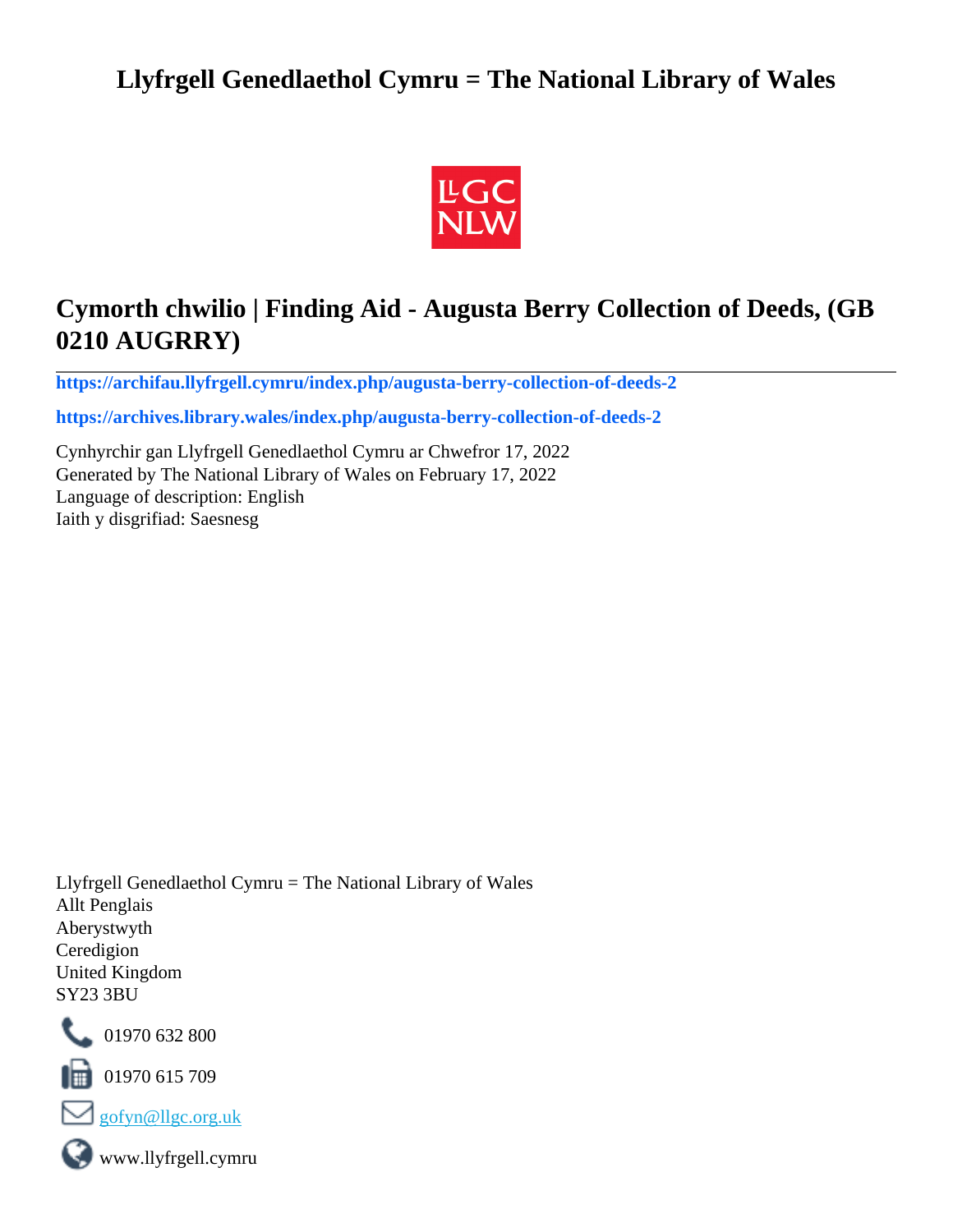# Llyfrgell Genedlaethol Cymru = The National Library of Wales

## Cymorth chwilio | Finding Aid - Augusta Berry Collection of Deeds, (GB 0210 AUGRRY)

**https://archifau.llyfrgell.cymru/index.php/augusta-berry-collection-of-deeds-2**

**https://archives.library.wales/index.php/augusta-berry-collection-of-deeds-2**

Cynhyrchir gan Llyfrgell Genedlaethol Cymru ar Chwefror 17, 2022
Generated by The National Library of Wales on February 17, 2022
Language of description: English
Iaith y disgrifiad: Saesnesg

Llyfrgell Genedlaethol Cymru = The National Library of Wales
Allt Penglais
Aberystwyth
Ceredigion
United Kingdom
SY23 3BU

01970 632 800

01970 615 709

gofyn@llgc.org.uk

www.llyfrgell.cymru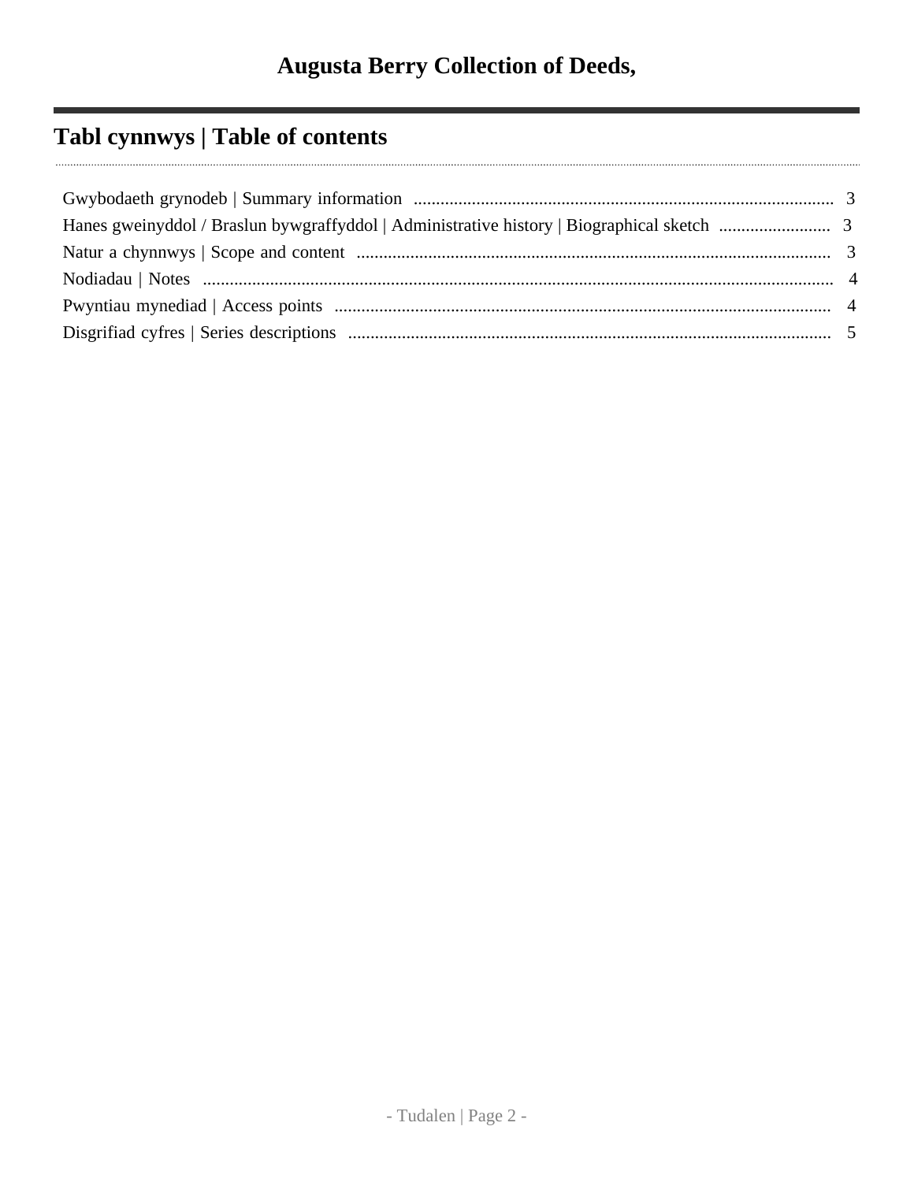# Augusta Berry Collection of Deeds,

## Tabl cynnwys | Table of contents

- Gwybodaeth grynodeb | Summary information .... 3
- Hanes gweinyddol / Braslun bywgraffyddol | Administrative history | Biographical sketch .... 3
- Natur a chynnwys | Scope and content .... 3
- Nodiadau | Notes .... 4
- Pwyntiau mynediad | Access points .... 4
- Disgrifiad cyfres | Series descriptions .... 5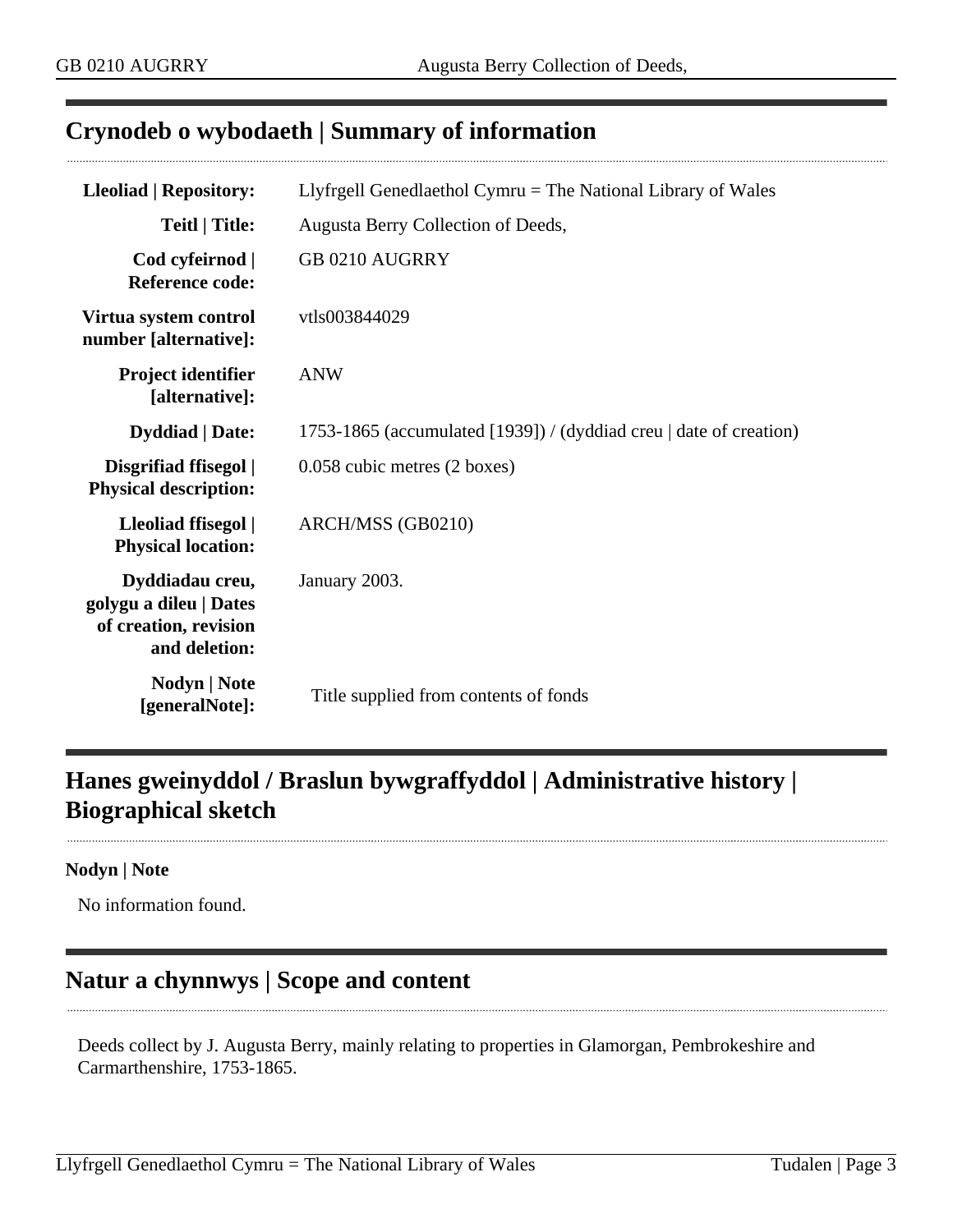## Crynodeb o wybodaeth | Summary of information

| | |
|---|---|
| **Lleoliad \| Repository:** | Llyfrgell Genedlaethol Cymru = The National Library of Wales |
| **Teitl \| Title:** | Augusta Berry Collection of Deeds, |
| **Cod cyfeirnod \| Reference code:** | GB 0210 AUGRRY |
| **Virtua system control number [alternative]:** | vtls003844029 |
| **Project identifier [alternative]:** | ANW |
| **Dyddiad \| Date:** | 1753-1865 (accumulated [1939]) / (dyddiad creu \| date of creation) |
| **Disgrifiad ffisegol \| Physical description:** | 0.058 cubic metres (2 boxes) |
| **Lleoliad ffisegol \| Physical location:** | ARCH/MSS (GB0210) |
| **Dyddiadau creu, golygu a dileu \| Dates of creation, revision and deletion:** | January 2003. |
| **Nodyn \| Note [generalNote]:** | Title supplied from contents of fonds |

## Hanes gweinyddol / Braslun bywgraffyddol | Administrative history | Biographical sketch

**Nodyn | Note**

No information found.

## Natur a chynnwys | Scope and content

Deeds collect by J. Augusta Berry, mainly relating to properties in Glamorgan, Pembrokeshire and Carmarthenshire, 1753-1865.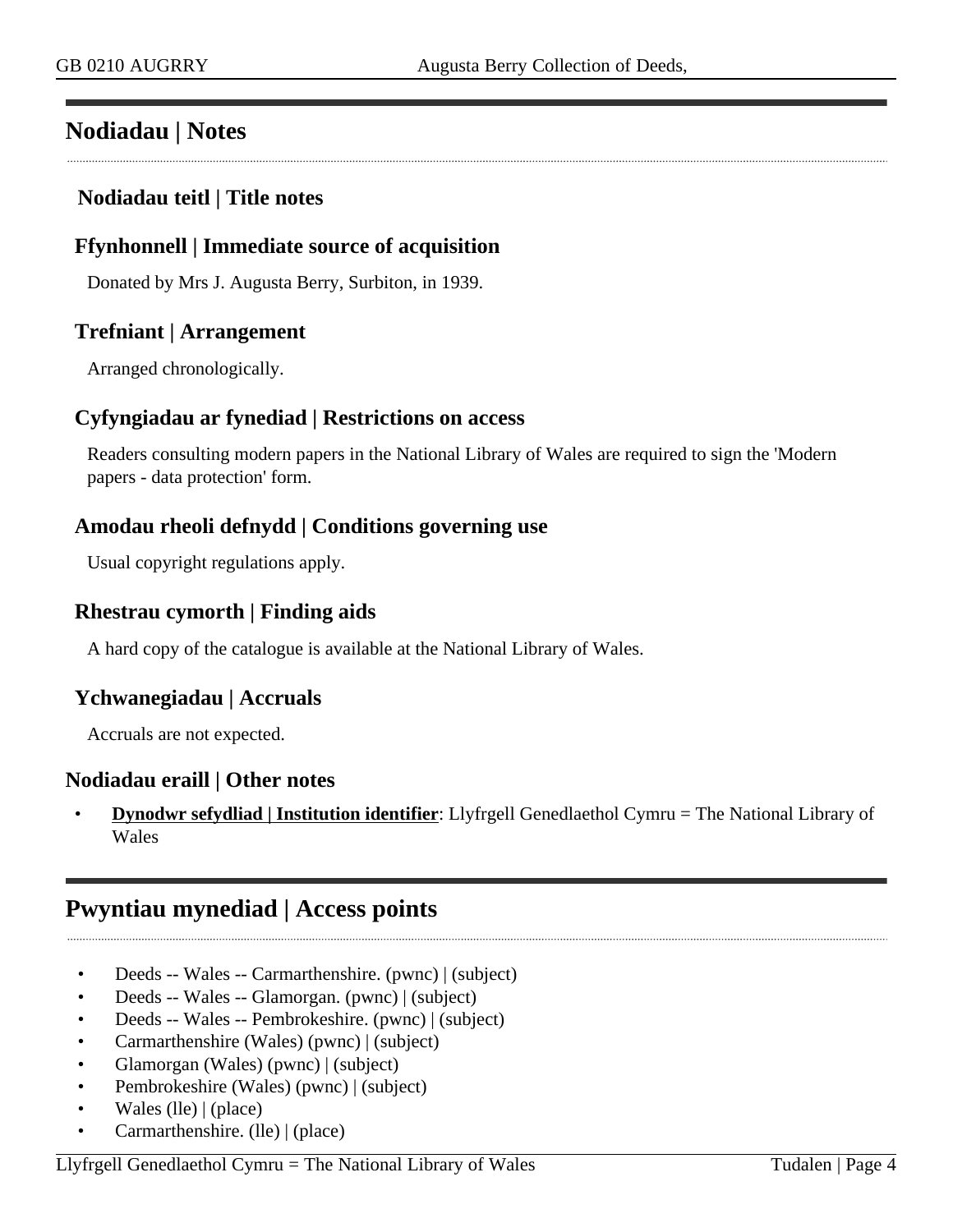## Nodiadau | Notes

### Nodiadau teitl | Title notes

### Ffynhonnell | Immediate source of acquisition

Donated by Mrs J. Augusta Berry, Surbiton, in 1939.

### Trefniant | Arrangement

Arranged chronologically.

### Cyfyngiadau ar fynediad | Restrictions on access

Readers consulting modern papers in the National Library of Wales are required to sign the 'Modern papers - data protection' form.

### Amodau rheoli defnydd | Conditions governing use

Usual copyright regulations apply.

### Rhestrau cymorth | Finding aids

A hard copy of the catalogue is available at the National Library of Wales.

### Ychwanegiadau | Accruals

Accruals are not expected.

### Nodiadau eraill | Other notes

- **Dynodwr sefydliad | Institution identifier**: Llyfrgell Genedlaethol Cymru = The National Library of Wales

## Pwyntiau mynediad | Access points

- Deeds -- Wales -- Carmarthenshire. (pwnc) | (subject)
- Deeds -- Wales -- Glamorgan. (pwnc) | (subject)
- Deeds -- Wales -- Pembrokeshire. (pwnc) | (subject)
- Carmarthenshire (Wales) (pwnc) | (subject)
- Glamorgan (Wales) (pwnc) | (subject)
- Pembrokeshire (Wales) (pwnc) | (subject)
- Wales (lle) | (place)
- Carmarthenshire. (lle) | (place)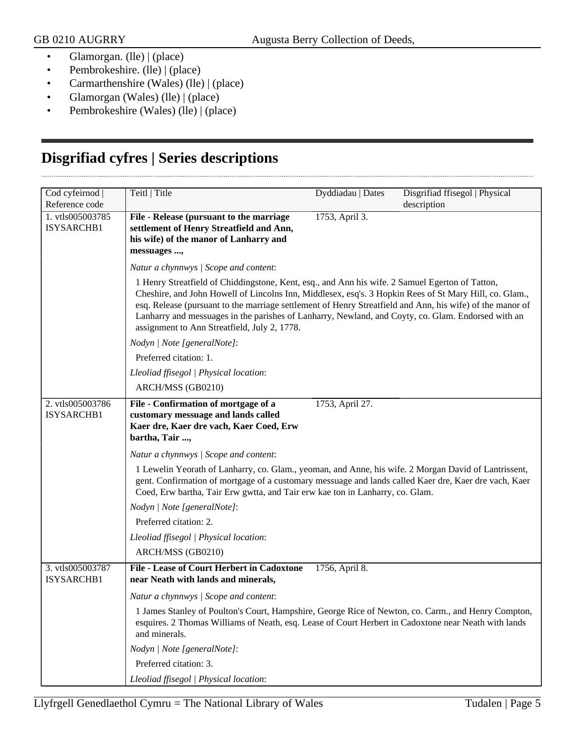- Glamorgan. (lle) | (place)
- Pembrokeshire. (lle) | (place)
- Carmarthenshire (Wales) (lle) | (place)
- Glamorgan (Wales) (lle) | (place)
- Pembrokeshire (Wales) (lle) | (place)

## Disgrifiad cyfres | Series descriptions

| Cod cyfeirnod \| Reference code | Teitl \| Title | Dyddiadau \| Dates | Disgrifiad ffisegol \| Physical description |
|---|---|---|---|
| 1. vtls005003785 ISYSARCHB1 | **File - Release (pursuant to the marriage settlement of Henry Streatfield and Ann, his wife) of the manor of Lanharry and messuages ...,** | 1753, April 3. | |
| | *Natur a chynnwys \| Scope and content*:<br>1 Henry Streatfield of Chiddingstone, Kent, esq., and Ann his wife. 2 Samuel Egerton of Tatton, Cheshire, and John Howell of Lincolns Inn, Middlesex, esq's. 3 Hopkin Rees of St Mary Hill, co. Glam., esq. Release (pursuant to the marriage settlement of Henry Streatfield and Ann, his wife) of the manor of Lanharry and messuages in the parishes of Lanharry, Newland, and Coyty, co. Glam. Endorsed with an assignment to Ann Streatfield, July 2, 1778.<br>*Nodyn \| Note [generalNote]*:<br>Preferred citation: 1.<br>*Lleoliad ffisegol \| Physical location*:<br>ARCH/MSS (GB0210) | | |
| 2. vtls005003786 ISYSARCHB1 | **File - Confirmation of mortgage of a customary messuage and lands called Kaer dre, Kaer dre vach, Kaer Coed, Erw bartha, Tair ...,** | 1753, April 27. | |
| | *Natur a chynnwys \| Scope and content*:<br>1 Lewelin Yeorath of Lanharry, co. Glam., yeoman, and Anne, his wife. 2 Morgan David of Lantrissent, gent. Confirmation of mortgage of a customary messuage and lands called Kaer dre, Kaer dre vach, Kaer Coed, Erw bartha, Tair Erw gwtta, and Tair erw kae ton in Lanharry, co. Glam.<br>*Nodyn \| Note [generalNote]*:<br>Preferred citation: 2.<br>*Lleoliad ffisegol \| Physical location*:<br>ARCH/MSS (GB0210) | | |
| 3. vtls005003787 ISYSARCHB1 | **File - Lease of Court Herbert in Cadoxtone near Neath with lands and minerals,** | 1756, April 8. | |
| | *Natur a chynnwys \| Scope and content*:<br>1 James Stanley of Poulton's Court, Hampshire, George Rice of Newton, co. Carm., and Henry Compton, esquires. 2 Thomas Williams of Neath, esq. Lease of Court Herbert in Cadoxtone near Neath with lands and minerals.<br>*Nodyn \| Note [generalNote]*:<br>Preferred citation: 3.<br>*Lleoliad ffisegol \| Physical location*: | | |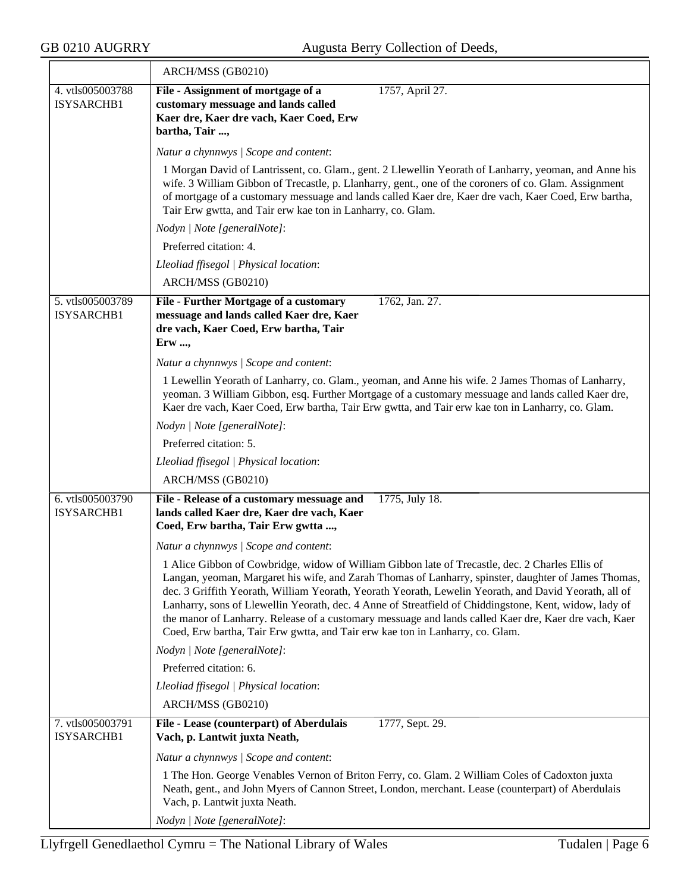| | |
|---|---|
| | ARCH/MSS (GB0210) |
| 4. vtls005003788 ISYSARCHB1 | **File - Assignment of mortgage of a customary messuage and lands called Kaer dre, Kaer dre vach, Kaer Coed, Erw bartha, Tair ...,** 1757, April 27.<br><br>*Natur a chynnwys \| Scope and content*:<br><br>1 Morgan David of Lantrissent, co. Glam., gent. 2 Llewellin Yeorath of Lanharry, yeoman, and Anne his wife. 3 William Gibbon of Trecastle, p. Llanharry, gent., one of the coroners of co. Glam. Assignment of mortgage of a customary messuage and lands called Kaer dre, Kaer dre vach, Kaer Coed, Erw bartha, Tair Erw gwtta, and Tair erw kae ton in Lanharry, co. Glam.<br><br>*Nodyn \| Note [generalNote]*:<br><br>Preferred citation: 4.<br><br>*Lleoliad ffisegol \| Physical location*:<br><br>ARCH/MSS (GB0210) |
| 5. vtls005003789 ISYSARCHB1 | **File - Further Mortgage of a customary messuage and lands called Kaer dre, Kaer dre vach, Kaer Coed, Erw bartha, Tair Erw ...,** 1762, Jan. 27.<br><br>*Natur a chynnwys \| Scope and content*:<br><br>1 Lewellin Yeorath of Lanharry, co. Glam., yeoman, and Anne his wife. 2 James Thomas of Lanharry, yeoman. 3 William Gibbon, esq. Further Mortgage of a customary messuage and lands called Kaer dre, Kaer dre vach, Kaer Coed, Erw bartha, Tair Erw gwtta, and Tair erw kae ton in Lanharry, co. Glam.<br><br>*Nodyn \| Note [generalNote]*:<br><br>Preferred citation: 5.<br><br>*Lleoliad ffisegol \| Physical location*:<br><br>ARCH/MSS (GB0210) |
| 6. vtls005003790 ISYSARCHB1 | **File - Release of a customary messuage and lands called Kaer dre, Kaer dre vach, Kaer Coed, Erw bartha, Tair Erw gwtta ...,** 1775, July 18.<br><br>*Natur a chynnwys \| Scope and content*:<br><br>1 Alice Gibbon of Cowbridge, widow of William Gibbon late of Trecastle, dec. 2 Charles Ellis of Langan, yeoman, Margaret his wife, and Zarah Thomas of Lanharry, spinster, daughter of James Thomas, dec. 3 Griffith Yeorath, William Yeorath, Yeorath Yeorath, Lewelin Yeorath, and David Yeorath, all of Lanharry, sons of Llewellin Yeorath, dec. 4 Anne of Streatfield of Chiddingstone, Kent, widow, lady of the manor of Lanharry. Release of a customary messuage and lands called Kaer dre, Kaer dre vach, Kaer Coed, Erw bartha, Tair Erw gwtta, and Tair erw kae ton in Lanharry, co. Glam.<br><br>*Nodyn \| Note [generalNote]*:<br><br>Preferred citation: 6.<br><br>*Lleoliad ffisegol \| Physical location*:<br><br>ARCH/MSS (GB0210) |
| 7. vtls005003791 ISYSARCHB1 | **File - Lease (counterpart) of Aberdulais Vach, p. Lantwit juxta Neath,** 1777, Sept. 29.<br><br>*Natur a chynnwys \| Scope and content*:<br><br>1 The Hon. George Venables Vernon of Briton Ferry, co. Glam. 2 William Coles of Cadoxton juxta Neath, gent., and John Myers of Cannon Street, London, merchant. Lease (counterpart) of Aberdulais Vach, p. Lantwit juxta Neath.<br><br>*Nodyn \| Note [generalNote]*: |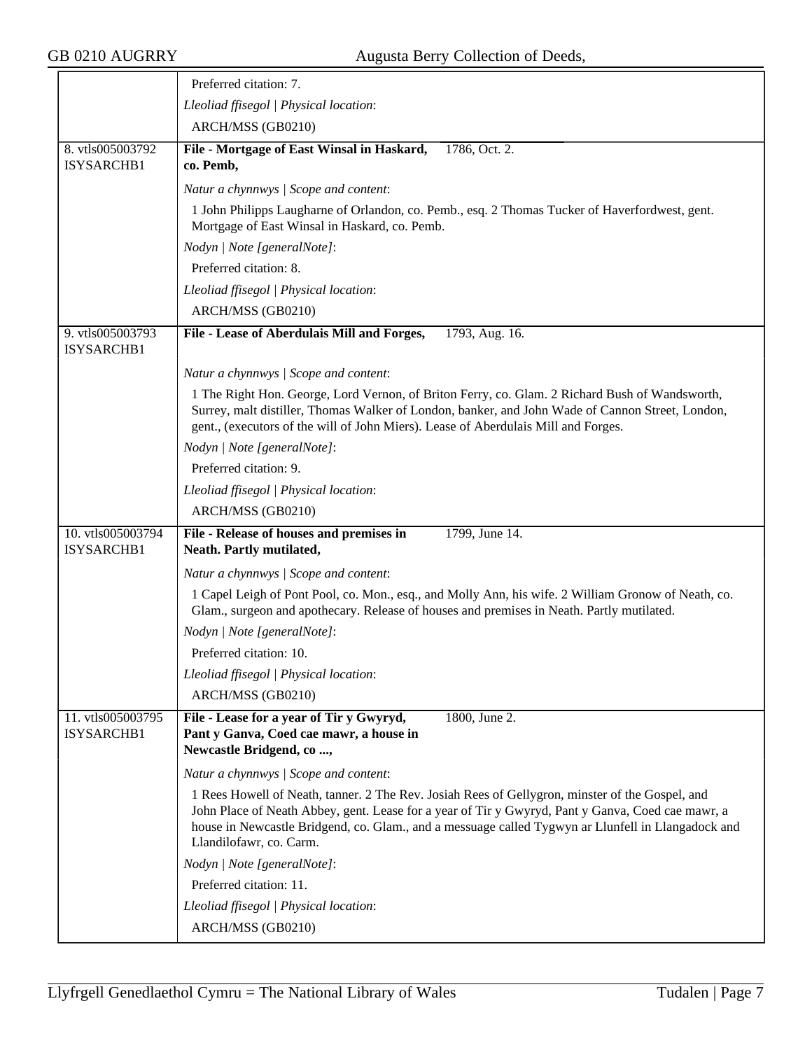| | |
|---|---|
| | Preferred citation: 7. |
| | *Lleoliad ffisegol \| Physical location*: |
| | ARCH/MSS (GB0210) |
| 8. vtls005003792 ISYSARCHB1 | **File - Mortgage of East Winsal in Haskard, co. Pemb,** 1786, Oct. 2. |
| | *Natur a chynnwys \| Scope and content*: |
| | 1 John Philipps Laugharne of Orlandon, co. Pemb., esq. 2 Thomas Tucker of Haverfordwest, gent. Mortgage of East Winsal in Haskard, co. Pemb. |
| | *Nodyn \| Note [generalNote]*: |
| | Preferred citation: 8. |
| | *Lleoliad ffisegol \| Physical location*: |
| | ARCH/MSS (GB0210) |
| 9. vtls005003793 ISYSARCHB1 | **File - Lease of Aberdulais Mill and Forges,** 1793, Aug. 16. |
| | *Natur a chynnwys \| Scope and content*: |
| | 1 The Right Hon. George, Lord Vernon, of Briton Ferry, co. Glam. 2 Richard Bush of Wandsworth, Surrey, malt distiller, Thomas Walker of London, banker, and John Wade of Cannon Street, London, gent., (executors of the will of John Miers). Lease of Aberdulais Mill and Forges. |
| | *Nodyn \| Note [generalNote]*: |
| | Preferred citation: 9. |
| | *Lleoliad ffisegol \| Physical location*: |
| | ARCH/MSS (GB0210) |
| 10. vtls005003794 ISYSARCHB1 | **File - Release of houses and premises in Neath. Partly mutilated,** 1799, June 14. |
| | *Natur a chynnwys \| Scope and content*: |
| | 1 Capel Leigh of Pont Pool, co. Mon., esq., and Molly Ann, his wife. 2 William Gronow of Neath, co. Glam., surgeon and apothecary. Release of houses and premises in Neath. Partly mutilated. |
| | *Nodyn \| Note [generalNote]*: |
| | Preferred citation: 10. |
| | *Lleoliad ffisegol \| Physical location*: |
| | ARCH/MSS (GB0210) |
| 11. vtls005003795 ISYSARCHB1 | **File - Lease for a year of Tir y Gwyryd, Pant y Ganva, Coed cae mawr, a house in Newcastle Bridgend, co ...,** 1800, June 2. |
| | *Natur a chynnwys \| Scope and content*: |
| | 1 Rees Howell of Neath, tanner. 2 The Rev. Josiah Rees of Gellygron, minster of the Gospel, and John Place of Neath Abbey, gent. Lease for a year of Tir y Gwyryd, Pant y Ganva, Coed cae mawr, a house in Newcastle Bridgend, co. Glam., and a messuage called Tygwyn ar Llunfell in Llangadock and Llandilofawr, co. Carm. |
| | *Nodyn \| Note [generalNote]*: |
| | Preferred citation: 11. |
| | *Lleoliad ffisegol \| Physical location*: |
| | ARCH/MSS (GB0210) |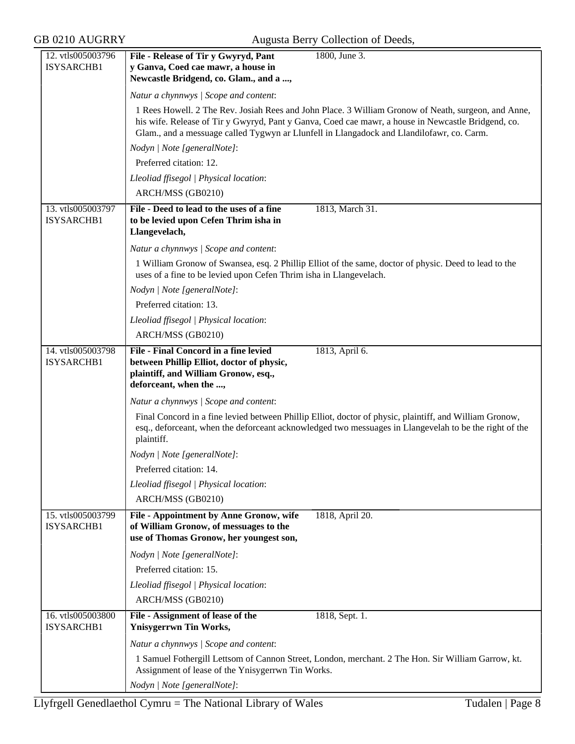| | | |
|---|---|---|
| 12. vtls005003796 ISYSARCHB1 | **File - Release of Tir y Gwyryd, Pant y Ganva, Coed cae mawr, a house in Newcastle Bridgend, co. Glam., and a ...,** | 1800, June 3. |
| | *Natur a chynnwys \| Scope and content*:<br><br>1 Rees Howell. 2 The Rev. Josiah Rees and John Place. 3 William Gronow of Neath, surgeon, and Anne, his wife. Release of Tir y Gwyryd, Pant y Ganva, Coed cae mawr, a house in Newcastle Bridgend, co. Glam., and a messuage called Tygwyn ar Llunfell in Llangadock and Llandilofawr, co. Carm.<br><br>*Nodyn \| Note [generalNote]*:<br><br>Preferred citation: 12.<br><br>*Lleoliad ffisegol \| Physical location*:<br><br>ARCH/MSS (GB0210) | |
| 13. vtls005003797 ISYSARCHB1 | **File - Deed to lead to the uses of a fine to be levied upon Cefen Thrim isha in Llangevelach,** | 1813, March 31. |
| | *Natur a chynnwys \| Scope and content*:<br><br>1 William Gronow of Swansea, esq. 2 Phillip Elliot of the same, doctor of physic. Deed to lead to the uses of a fine to be levied upon Cefen Thrim isha in Llangevelach.<br><br>*Nodyn \| Note [generalNote]*:<br><br>Preferred citation: 13.<br><br>*Lleoliad ffisegol \| Physical location*:<br><br>ARCH/MSS (GB0210) | |
| 14. vtls005003798 ISYSARCHB1 | **File - Final Concord in a fine levied between Phillip Elliot, doctor of physic, plaintiff, and William Gronow, esq., deforceant, when the ...,** | 1813, April 6. |
| | *Natur a chynnwys \| Scope and content*:<br><br>Final Concord in a fine levied between Phillip Elliot, doctor of physic, plaintiff, and William Gronow, esq., deforceant, when the deforceant acknowledged two messuages in Llangevelah to be the right of the plaintiff.<br><br>*Nodyn \| Note [generalNote]*:<br><br>Preferred citation: 14.<br><br>*Lleoliad ffisegol \| Physical location*:<br><br>ARCH/MSS (GB0210) | |
| 15. vtls005003799 ISYSARCHB1 | **File - Appointment by Anne Gronow, wife of William Gronow, of messuages to the use of Thomas Gronow, her youngest son,** | 1818, April 20. |
| | *Nodyn \| Note [generalNote]*:<br><br>Preferred citation: 15.<br><br>*Lleoliad ffisegol \| Physical location*:<br><br>ARCH/MSS (GB0210) | |
| 16. vtls005003800 ISYSARCHB1 | **File - Assignment of lease of the Ynisygerrwn Tin Works,** | 1818, Sept. 1. |
| | *Natur a chynnwys \| Scope and content*:<br><br>1 Samuel Fothergill Lettsom of Cannon Street, London, merchant. 2 The Hon. Sir William Garrow, kt. Assignment of lease of the Ynisygerrwn Tin Works.<br><br>*Nodyn \| Note [generalNote]*: | |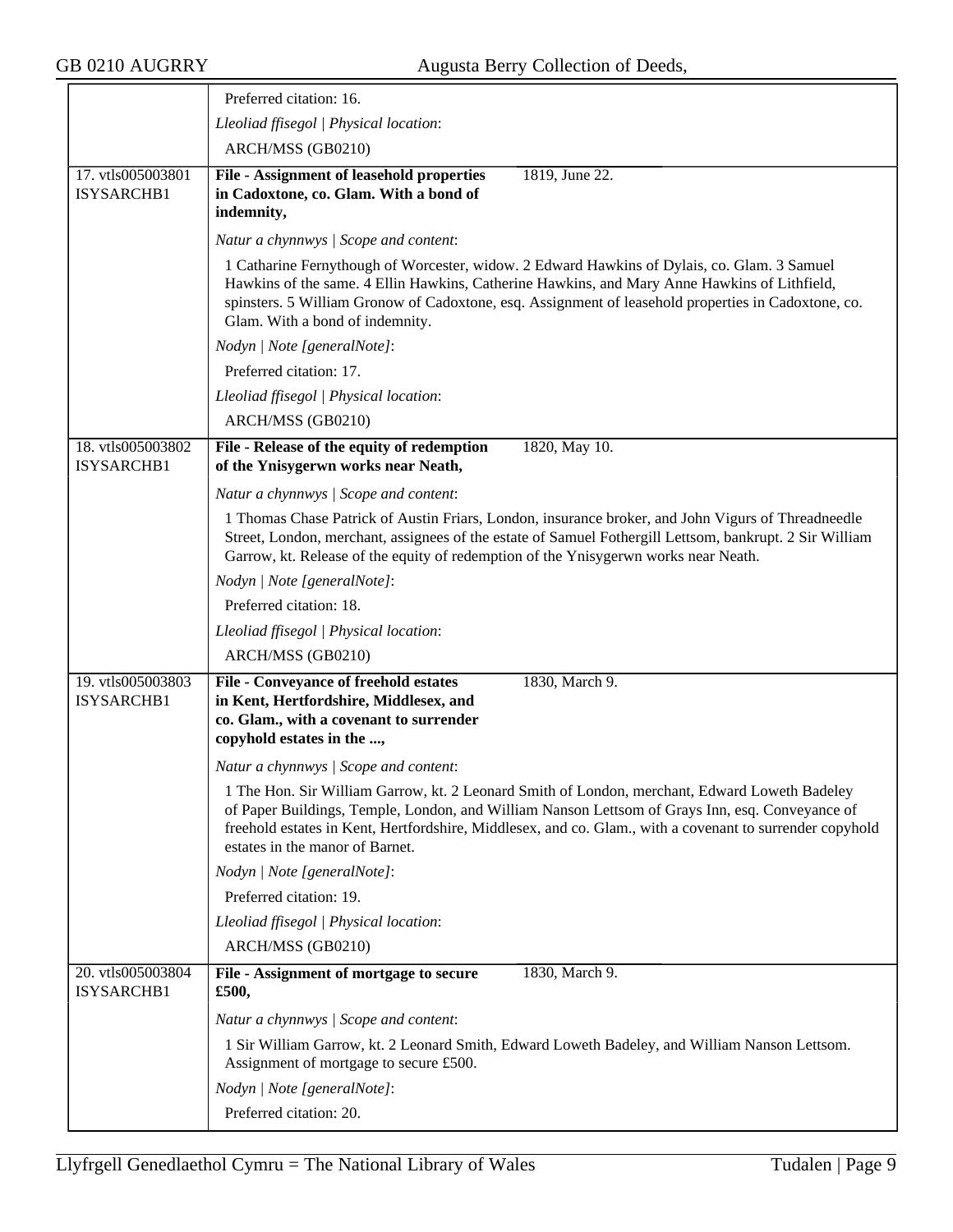| | |
|---|---|
| | Preferred citation: 16. |
| | *Lleoliad ffisegol \| Physical location*: |
| | ARCH/MSS (GB0210) |
| 17. vtls005003801 ISYSARCHB1 | **File - Assignment of leasehold properties in Cadoxtone, co. Glam. With a bond of indemnity,** 1819, June 22. |
| | *Natur a chynnwys \| Scope and content*: |
| | 1 Catharine Fernythough of Worcester, widow. 2 Edward Hawkins of Dylais, co. Glam. 3 Samuel Hawkins of the same. 4 Ellin Hawkins, Catherine Hawkins, and Mary Anne Hawkins of Lithfield, spinsters. 5 William Gronow of Cadoxtone, esq. Assignment of leasehold properties in Cadoxtone, co. Glam. With a bond of indemnity. |
| | *Nodyn \| Note [generalNote]*: |
| | Preferred citation: 17. |
| | *Lleoliad ffisegol \| Physical location*: |
| | ARCH/MSS (GB0210) |
| 18. vtls005003802 ISYSARCHB1 | **File - Release of the equity of redemption of the Ynisygerwn works near Neath,** 1820, May 10. |
| | *Natur a chynnwys \| Scope and content*: |
| | 1 Thomas Chase Patrick of Austin Friars, London, insurance broker, and John Vigurs of Threadneedle Street, London, merchant, assignees of the estate of Samuel Fothergill Lettsom, bankrupt. 2 Sir William Garrow, kt. Release of the equity of redemption of the Ynisygerwn works near Neath. |
| | *Nodyn \| Note [generalNote]*: |
| | Preferred citation: 18. |
| | *Lleoliad ffisegol \| Physical location*: |
| | ARCH/MSS (GB0210) |
| 19. vtls005003803 ISYSARCHB1 | **File - Conveyance of freehold estates in Kent, Hertfordshire, Middlesex, and co. Glam., with a covenant to surrender copyhold estates in the ...,** 1830, March 9. |
| | *Natur a chynnwys \| Scope and content*: |
| | 1 The Hon. Sir William Garrow, kt. 2 Leonard Smith of London, merchant, Edward Loweth Badeley of Paper Buildings, Temple, London, and William Nanson Lettsom of Grays Inn, esq. Conveyance of freehold estates in Kent, Hertfordshire, Middlesex, and co. Glam., with a covenant to surrender copyhold estates in the manor of Barnet. |
| | *Nodyn \| Note [generalNote]*: |
| | Preferred citation: 19. |
| | *Lleoliad ffisegol \| Physical location*: |
| | ARCH/MSS (GB0210) |
| 20. vtls005003804 ISYSARCHB1 | **File - Assignment of mortgage to secure £500,** 1830, March 9. |
| | *Natur a chynnwys \| Scope and content*: |
| | 1 Sir William Garrow, kt. 2 Leonard Smith, Edward Loweth Badeley, and William Nanson Lettsom. Assignment of mortgage to secure £500. |
| | *Nodyn \| Note [generalNote]*: |
| | Preferred citation: 20. |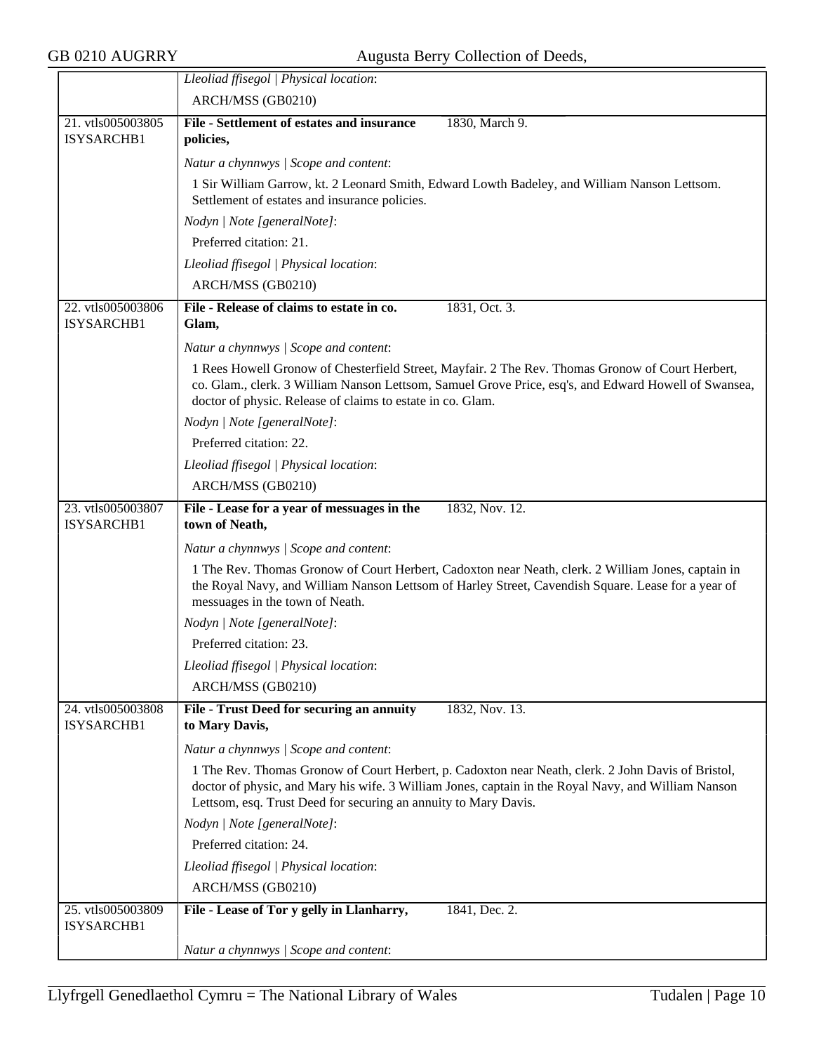*Lleoliad ffisegol | Physical location*:

ARCH/MSS (GB0210)

21. vtls005003805 ISYSARCHB1

**File - Settlement of estates and insurance policies,** 1830, March 9.

*Natur a chynnwys | Scope and content*:

1 Sir William Garrow, kt. 2 Leonard Smith, Edward Lowth Badeley, and William Nanson Lettsom. Settlement of estates and insurance policies.

*Nodyn | Note [generalNote]*:

Preferred citation: 21.

*Lleoliad ffisegol | Physical location*:

ARCH/MSS (GB0210)

22. vtls005003806 ISYSARCHB1

**File - Release of claims to estate in co. Glam,** 1831, Oct. 3.

*Natur a chynnwys | Scope and content*:

1 Rees Howell Gronow of Chesterfield Street, Mayfair. 2 The Rev. Thomas Gronow of Court Herbert, co. Glam., clerk. 3 William Nanson Lettsom, Samuel Grove Price, esq's, and Edward Howell of Swansea, doctor of physic. Release of claims to estate in co. Glam.

*Nodyn | Note [generalNote]*:

Preferred citation: 22.

*Lleoliad ffisegol | Physical location*:

ARCH/MSS (GB0210)

23. vtls005003807 ISYSARCHB1

**File - Lease for a year of messuages in the town of Neath,** 1832, Nov. 12.

*Natur a chynnwys | Scope and content*:

1 The Rev. Thomas Gronow of Court Herbert, Cadoxton near Neath, clerk. 2 William Jones, captain in the Royal Navy, and William Nanson Lettsom of Harley Street, Cavendish Square. Lease for a year of messuages in the town of Neath.

*Nodyn | Note [generalNote]*:

Preferred citation: 23.

*Lleoliad ffisegol | Physical location*:

ARCH/MSS (GB0210)

24. vtls005003808 ISYSARCHB1

**File - Trust Deed for securing an annuity to Mary Davis,** 1832, Nov. 13.

*Natur a chynnwys | Scope and content*:

1 The Rev. Thomas Gronow of Court Herbert, p. Cadoxton near Neath, clerk. 2 John Davis of Bristol, doctor of physic, and Mary his wife. 3 William Jones, captain in the Royal Navy, and William Nanson Lettsom, esq. Trust Deed for securing an annuity to Mary Davis.

*Nodyn | Note [generalNote]*:

Preferred citation: 24.

*Lleoliad ffisegol | Physical location*:

ARCH/MSS (GB0210)

25. vtls005003809 ISYSARCHB1

**File - Lease of Tor y gelly in Llanharry,** 1841, Dec. 2.

*Natur a chynnwys | Scope and content*: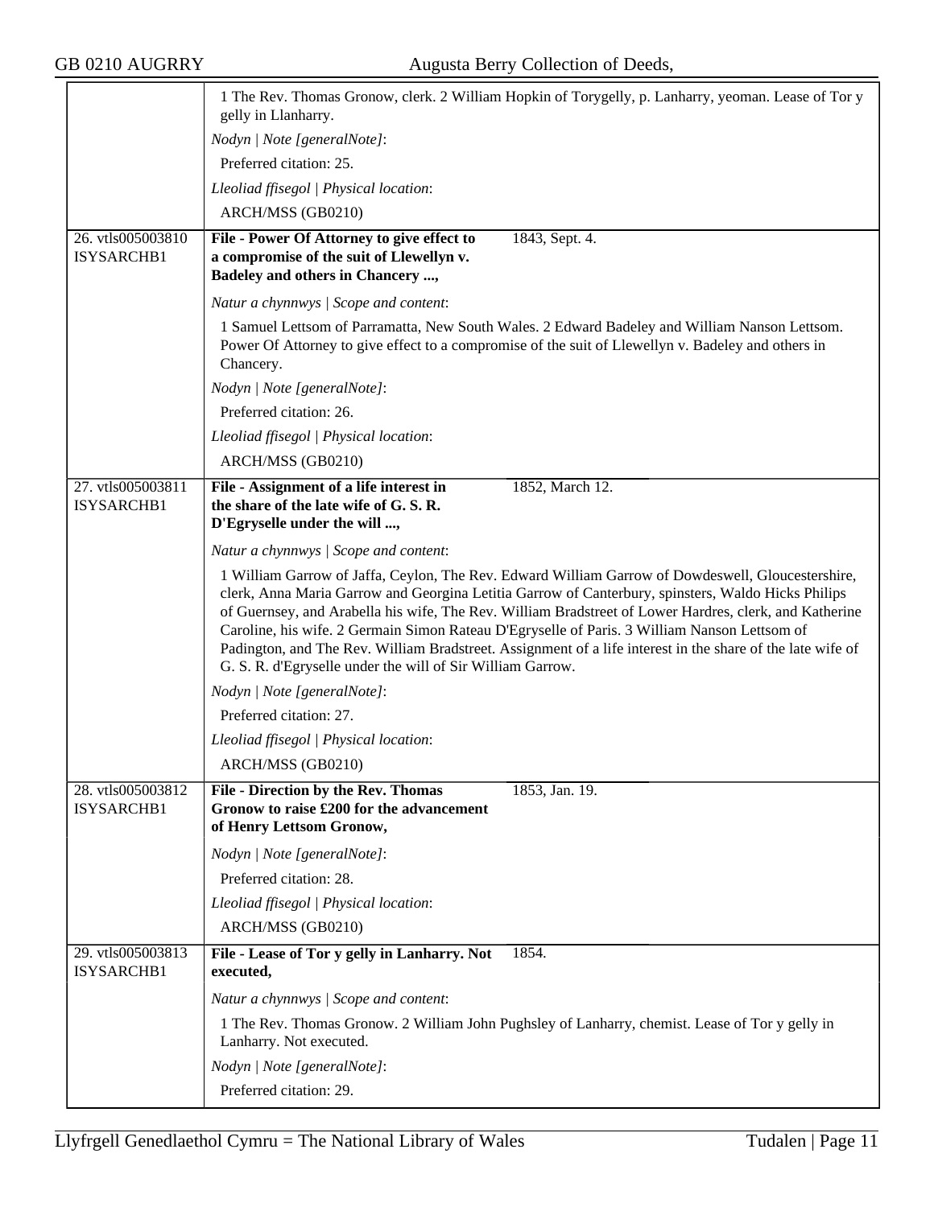1 The Rev. Thomas Gronow, clerk. 2 William Hopkin of Torygelly, p. Lanharry, yeoman. Lease of Tor y gelly in Llanharry.

*Nodyn | Note [generalNote]*:

Preferred citation: 25.

*Lleoliad ffisegol | Physical location*:

ARCH/MSS (GB0210)

---

26. vtls005003810 ISYSARCHB1

**File - Power Of Attorney to give effect to a compromise of the suit of Llewellyn v. Badeley and others in Chancery ...,** 1843, Sept. 4.

*Natur a chynnwys | Scope and content*:

1 Samuel Lettsom of Parramatta, New South Wales. 2 Edward Badeley and William Nanson Lettsom. Power Of Attorney to give effect to a compromise of the suit of Llewellyn v. Badeley and others in Chancery.

*Nodyn | Note [generalNote]*:

Preferred citation: 26.

*Lleoliad ffisegol | Physical location*:

ARCH/MSS (GB0210)

---

27. vtls005003811 ISYSARCHB1

**File - Assignment of a life interest in the share of the late wife of G. S. R. D'Egryselle under the will ...,** 1852, March 12.

*Natur a chynnwys | Scope and content*:

1 William Garrow of Jaffa, Ceylon, The Rev. Edward William Garrow of Dowdeswell, Gloucestershire, clerk, Anna Maria Garrow and Georgina Letitia Garrow of Canterbury, spinsters, Waldo Hicks Philips of Guernsey, and Arabella his wife, The Rev. William Bradstreet of Lower Hardres, clerk, and Katherine Caroline, his wife. 2 Germain Simon Rateau D'Egryselle of Paris. 3 William Nanson Lettsom of Padington, and The Rev. William Bradstreet. Assignment of a life interest in the share of the late wife of G. S. R. d'Egryselle under the will of Sir William Garrow.

*Nodyn | Note [generalNote]*:

Preferred citation: 27.

*Lleoliad ffisegol | Physical location*:

ARCH/MSS (GB0210)

---

28. vtls005003812 ISYSARCHB1

**File - Direction by the Rev. Thomas Gronow to raise £200 for the advancement of Henry Lettsom Gronow,** 1853, Jan. 19.

*Nodyn | Note [generalNote]*:

Preferred citation: 28.

*Lleoliad ffisegol | Physical location*:

ARCH/MSS (GB0210)

---

29. vtls005003813 ISYSARCHB1

**File - Lease of Tor y gelly in Lanharry. Not executed,** 1854.

*Natur a chynnwys | Scope and content*:

1 The Rev. Thomas Gronow. 2 William John Pughsley of Lanharry, chemist. Lease of Tor y gelly in Lanharry. Not executed.

*Nodyn | Note [generalNote]*:

Preferred citation: 29.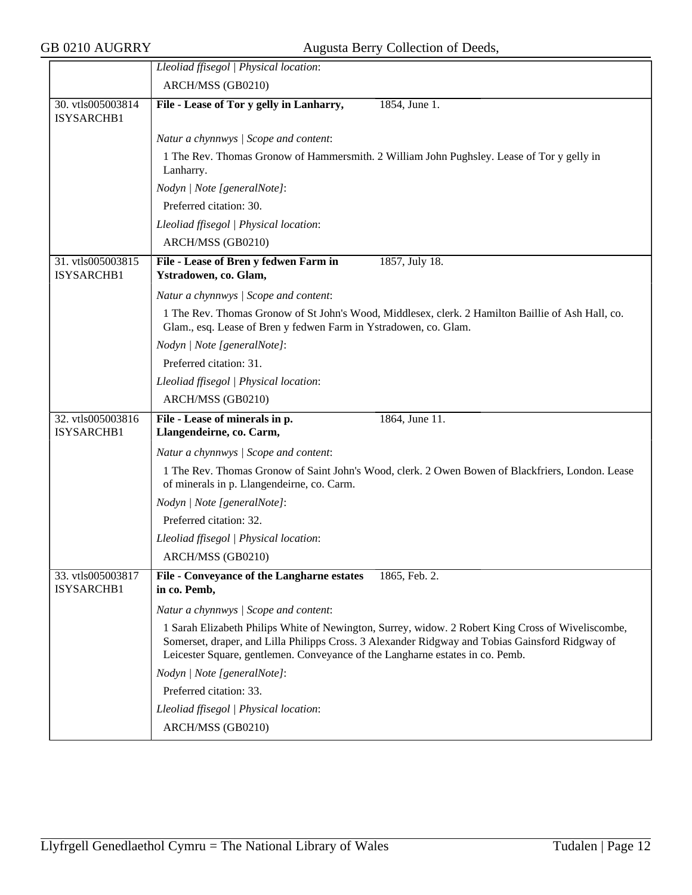| | |
|---|---|
| | *Lleoliad ffisegol \| Physical location*:<br>ARCH/MSS (GB0210) |
| 30. vtls005003814 ISYSARCHB1 | **File - Lease of Tor y gelly in Lanharry,** 1854, June 1.<br>*Natur a chynnwys \| Scope and content*:<br>1 The Rev. Thomas Gronow of Hammersmith. 2 William John Pughsley. Lease of Tor y gelly in Lanharry.<br>*Nodyn \| Note [generalNote]*:<br>Preferred citation: 30.<br>*Lleoliad ffisegol \| Physical location*:<br>ARCH/MSS (GB0210) |
| 31. vtls005003815 ISYSARCHB1 | **File - Lease of Bren y fedwen Farm in Ystradowen, co. Glam,** 1857, July 18.<br>*Natur a chynnwys \| Scope and content*:<br>1 The Rev. Thomas Gronow of St John's Wood, Middlesex, clerk. 2 Hamilton Baillie of Ash Hall, co. Glam., esq. Lease of Bren y fedwen Farm in Ystradowen, co. Glam.<br>*Nodyn \| Note [generalNote]*:<br>Preferred citation: 31.<br>*Lleoliad ffisegol \| Physical location*:<br>ARCH/MSS (GB0210) |
| 32. vtls005003816 ISYSARCHB1 | **File - Lease of minerals in p. Llangendeirne, co. Carm,** 1864, June 11.<br>*Natur a chynnwys \| Scope and content*:<br>1 The Rev. Thomas Gronow of Saint John's Wood, clerk. 2 Owen Bowen of Blackfriers, London. Lease of minerals in p. Llangendeirne, co. Carm.<br>*Nodyn \| Note [generalNote]*:<br>Preferred citation: 32.<br>*Lleoliad ffisegol \| Physical location*:<br>ARCH/MSS (GB0210) |
| 33. vtls005003817 ISYSARCHB1 | **File - Conveyance of the Langharne estates in co. Pemb,** 1865, Feb. 2.<br>*Natur a chynnwys \| Scope and content*:<br>1 Sarah Elizabeth Philips White of Newington, Surrey, widow. 2 Robert King Cross of Wiveliscombe, Somerset, draper, and Lilla Philipps Cross. 3 Alexander Ridgway and Tobias Gainsford Ridgway of Leicester Square, gentlemen. Conveyance of the Langharne estates in co. Pemb.<br>*Nodyn \| Note [generalNote]*:<br>Preferred citation: 33.<br>*Lleoliad ffisegol \| Physical location*:<br>ARCH/MSS (GB0210) |